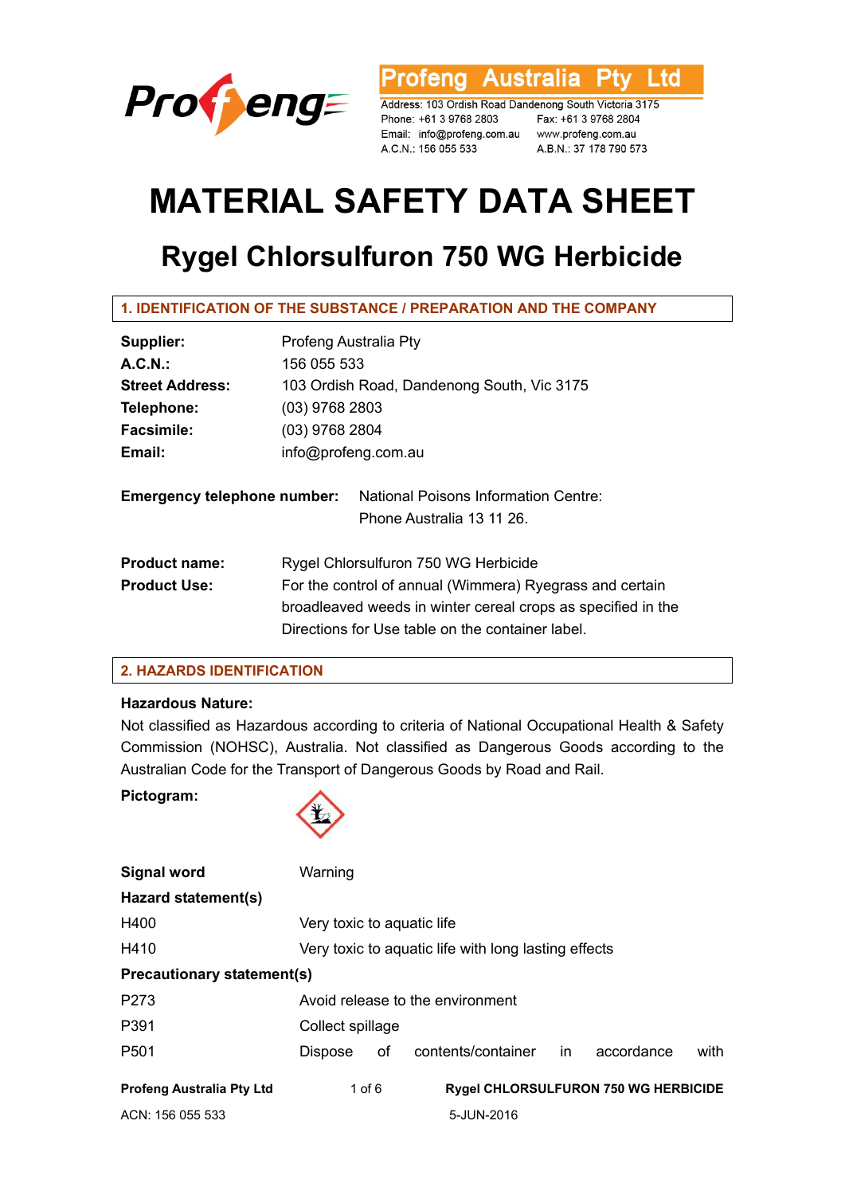**Profeng Australia Pty Ltd**

Address: 103 Ordish Road Dandenong South Victoria 3175
Phone: +61 3 9768 2803 Fax: +61 3 9768 2804
Email: info@profeng.com.au www.profeng.com.au
A.C.N.: 156 055 533 A.B.N.: 37 178 790 573

# MATERIAL SAFETY DATA SHEET

## Rygel Chlorsulfuron 750 WG Herbicide

### 1. IDENTIFICATION OF THE SUBSTANCE / PREPARATION AND THE COMPANY

**Supplier:** Profeng Australia Pty
**A.C.N.:** 156 055 533
**Street Address:** 103 Ordish Road, Dandenong South, Vic 3175
**Telephone:** (03) 9768 2803
**Facsimile:** (03) 9768 2804
**Email:** info@profeng.com.au

**Emergency telephone number:** National Poisons Information Centre: Phone Australia 13 11 26.

**Product name:** Rygel Chlorsulfuron 750 WG Herbicide
**Product Use:** For the control of annual (Wimmera) Ryegrass and certain broadleaved weeds in winter cereal crops as specified in the Directions for Use table on the container label.

### 2. HAZARDS IDENTIFICATION

**Hazardous Nature:**
Not classified as Hazardous according to criteria of National Occupational Health & Safety Commission (NOHSC), Australia. Not classified as Dangerous Goods according to the Australian Code for the Transport of Dangerous Goods by Road and Rail.

**Pictogram:**

**Signal word** Warning

**Hazard statement(s)**

H400 Very toxic to aquatic life

H410 Very toxic to aquatic life with long lasting effects

**Precautionary statement(s)**

P273 Avoid release to the environment

P391 Collect spillage

P501 Dispose of contents/container in accordance with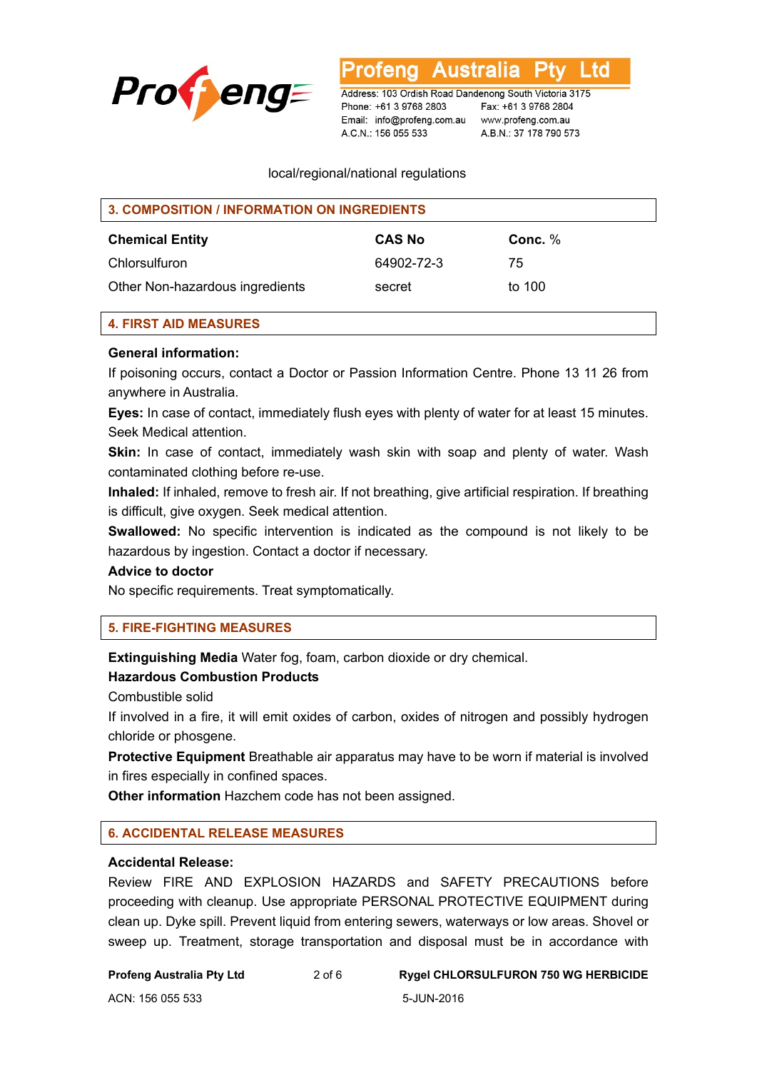local/regional/national regulations

## 3. COMPOSITION / INFORMATION ON INGREDIENTS

| Chemical Entity | CAS No | Conc. % |
|---|---|---|
| Chlorsulfuron | 64902-72-3 | 75 |
| Other Non-hazardous ingredients | secret | to 100 |

## 4. FIRST AID MEASURES

**General information:**

If poisoning occurs, contact a Doctor or Passion Information Centre. Phone 13 11 26 from anywhere in Australia.

**Eyes:** In case of contact, immediately flush eyes with plenty of water for at least 15 minutes. Seek Medical attention.

**Skin:** In case of contact, immediately wash skin with soap and plenty of water. Wash contaminated clothing before re-use.

**Inhaled:** If inhaled, remove to fresh air. If not breathing, give artificial respiration. If breathing is difficult, give oxygen. Seek medical attention.

**Swallowed:** No specific intervention is indicated as the compound is not likely to be hazardous by ingestion. Contact a doctor if necessary.

**Advice to doctor**

No specific requirements. Treat symptomatically.

## 5. FIRE-FIGHTING MEASURES

**Extinguishing Media** Water fog, foam, carbon dioxide or dry chemical.

**Hazardous Combustion Products**

Combustible solid

If involved in a fire, it will emit oxides of carbon, oxides of nitrogen and possibly hydrogen chloride or phosgene.

**Protective Equipment** Breathable air apparatus may have to be worn if material is involved in fires especially in confined spaces.

**Other information** Hazchem code has not been assigned.

## 6. ACCIDENTAL RELEASE MEASURES

**Accidental Release:**

Review FIRE AND EXPLOSION HAZARDS and SAFETY PRECAUTIONS before proceeding with cleanup. Use appropriate PERSONAL PROTECTIVE EQUIPMENT during clean up. Dyke spill. Prevent liquid from entering sewers, waterways or low areas. Shovel or sweep up. Treatment, storage transportation and disposal must be in accordance with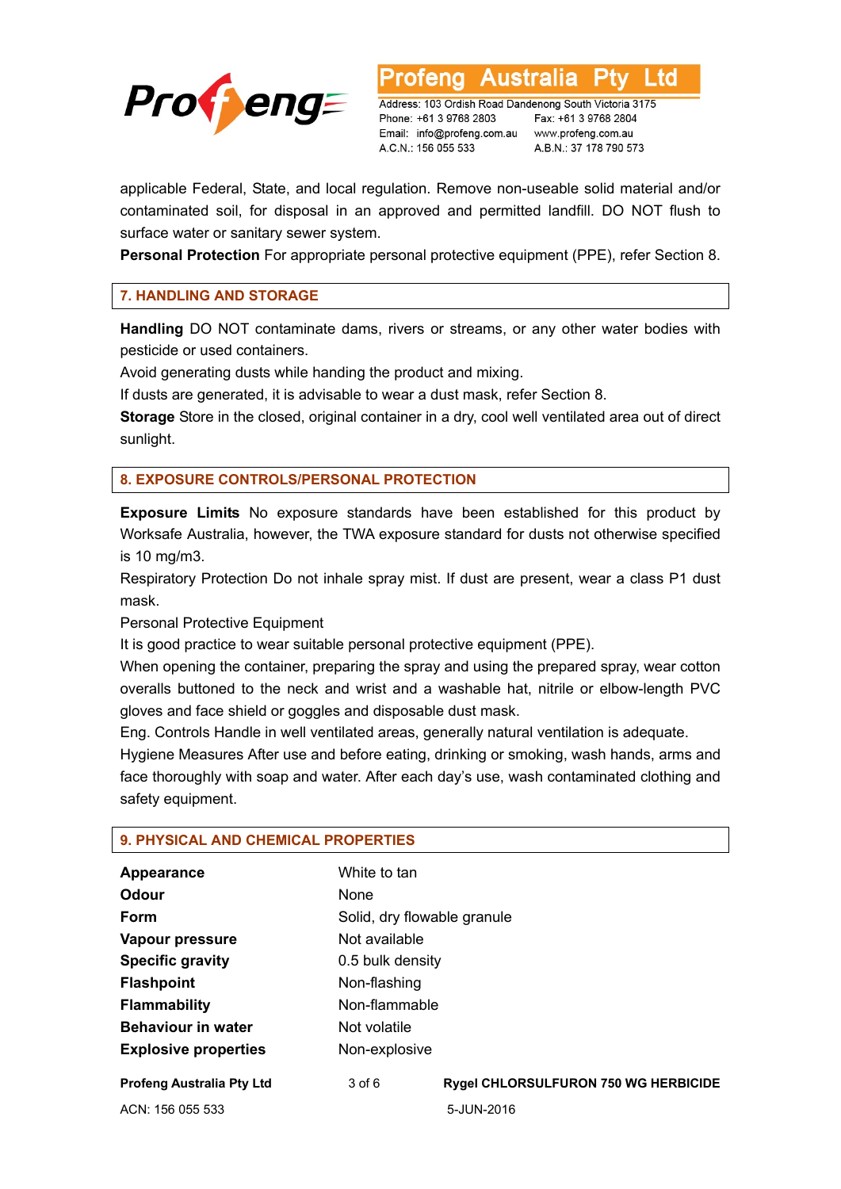applicable Federal, State, and local regulation. Remove non-useable solid material and/or contaminated soil, for disposal in an approved and permitted landfill. DO NOT flush to surface water or sanitary sewer system.

**Personal Protection** For appropriate personal protective equipment (PPE), refer Section 8.

## 7. HANDLING AND STORAGE

**Handling** DO NOT contaminate dams, rivers or streams, or any other water bodies with pesticide or used containers.

Avoid generating dusts while handing the product and mixing.

If dusts are generated, it is advisable to wear a dust mask, refer Section 8.

**Storage** Store in the closed, original container in a dry, cool well ventilated area out of direct sunlight.

## 8. EXPOSURE CONTROLS/PERSONAL PROTECTION

**Exposure Limits** No exposure standards have been established for this product by Worksafe Australia, however, the TWA exposure standard for dusts not otherwise specified is 10 mg/m3.

Respiratory Protection Do not inhale spray mist. If dust are present, wear a class P1 dust mask.

Personal Protective Equipment

It is good practice to wear suitable personal protective equipment (PPE).

When opening the container, preparing the spray and using the prepared spray, wear cotton overalls buttoned to the neck and wrist and a washable hat, nitrile or elbow-length PVC gloves and face shield or goggles and disposable dust mask.

Eng. Controls Handle in well ventilated areas, generally natural ventilation is adequate.

Hygiene Measures After use and before eating, drinking or smoking, wash hands, arms and face thoroughly with soap and water. After each day's use, wash contaminated clothing and safety equipment.

## 9. PHYSICAL AND CHEMICAL PROPERTIES

| | |
|---|---|
| **Appearance** | White to tan |
| **Odour** | None |
| **Form** | Solid, dry flowable granule |
| **Vapour pressure** | Not available |
| **Specific gravity** | 0.5 bulk density |
| **Flashpoint** | Non-flashing |
| **Flammability** | Non-flammable |
| **Behaviour in water** | Not volatile |
| **Explosive properties** | Non-explosive |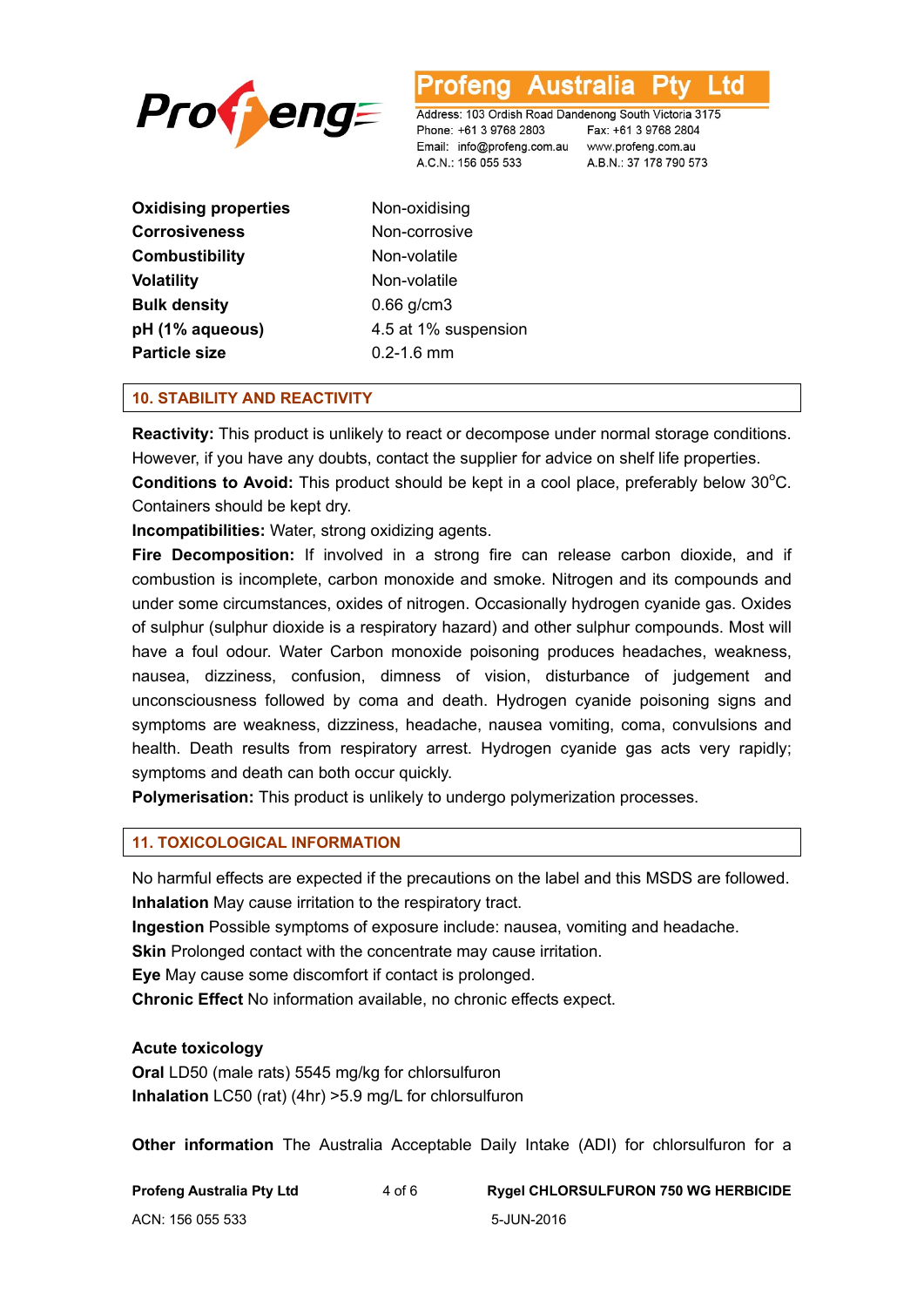| | |
|---|---|
| **Oxidising properties** | Non-oxidising |
| **Corrosiveness** | Non-corrosive |
| **Combustibility** | Non-volatile |
| **Volatility** | Non-volatile |
| **Bulk density** | 0.66 g/cm3 |
| **pH (1% aqueous)** | 4.5 at 1% suspension |
| **Particle size** | 0.2-1.6 mm |

## 10. STABILITY AND REACTIVITY

**Reactivity:** This product is unlikely to react or decompose under normal storage conditions. However, if you have any doubts, contact the supplier for advice on shelf life properties.
**Conditions to Avoid:** This product should be kept in a cool place, preferably below 30$^{o}$C. Containers should be kept dry.
**Incompatibilities:** Water, strong oxidizing agents.
**Fire Decomposition:** If involved in a strong fire can release carbon dioxide, and if combustion is incomplete, carbon monoxide and smoke. Nitrogen and its compounds and under some circumstances, oxides of nitrogen. Occasionally hydrogen cyanide gas. Oxides of sulphur (sulphur dioxide is a respiratory hazard) and other sulphur compounds. Most will have a foul odour. Water Carbon monoxide poisoning produces headaches, weakness, nausea, dizziness, confusion, dimness of vision, disturbance of judgement and unconsciousness followed by coma and death. Hydrogen cyanide poisoning signs and symptoms are weakness, dizziness, headache, nausea vomiting, coma, convulsions and health. Death results from respiratory arrest. Hydrogen cyanide gas acts very rapidly; symptoms and death can both occur quickly.
**Polymerisation:** This product is unlikely to undergo polymerization processes.

## 11. TOXICOLOGICAL INFORMATION

No harmful effects are expected if the precautions on the label and this MSDS are followed.
**Inhalation** May cause irritation to the respiratory tract.
**Ingestion** Possible symptoms of exposure include: nausea, vomiting and headache.
**Skin** Prolonged contact with the concentrate may cause irritation.
**Eye** May cause some discomfort if contact is prolonged.
**Chronic Effect** No information available, no chronic effects expect.

**Acute toxicology**
**Oral** LD50 (male rats) 5545 mg/kg for chlorsulfuron
**Inhalation** LC50 (rat) (4hr) >5.9 mg/L for chlorsulfuron

**Other information** The Australia Acceptable Daily Intake (ADI) for chlorsulfuron for a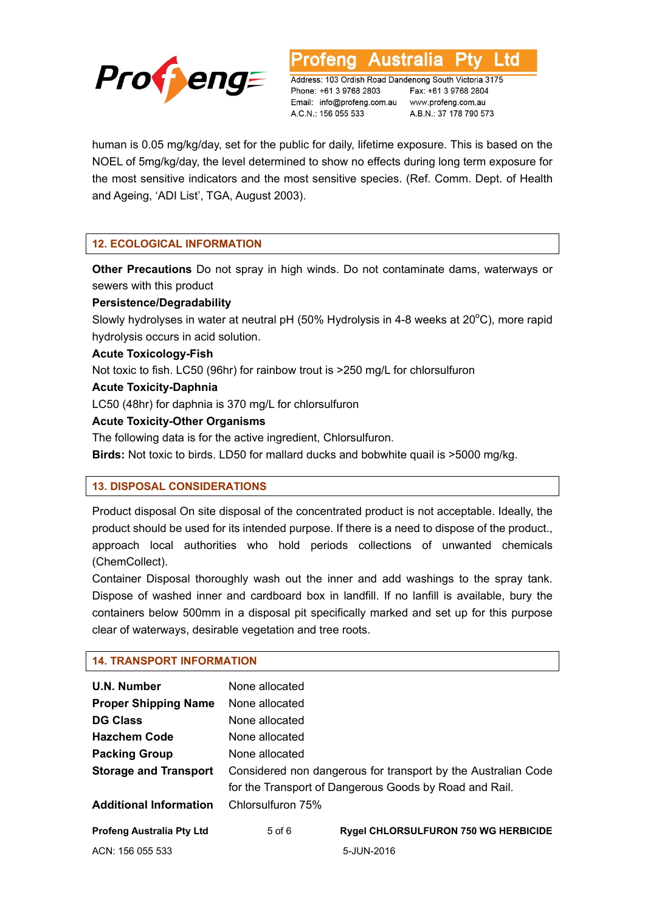human is 0.05 mg/kg/day, set for the public for daily, lifetime exposure. This is based on the NOEL of 5mg/kg/day, the level determined to show no effects during long term exposure for the most sensitive indicators and the most sensitive species. (Ref. Comm. Dept. of Health and Ageing, 'ADI List', TGA, August 2003).

## 12. ECOLOGICAL INFORMATION

**Other Precautions** Do not spray in high winds. Do not contaminate dams, waterways or sewers with this product

**Persistence/Degradability**

Slowly hydrolyses in water at neutral pH (50% Hydrolysis in 4-8 weeks at 20$^{o}$C), more rapid hydrolysis occurs in acid solution.

**Acute Toxicology-Fish**

Not toxic to fish. LC50 (96hr) for rainbow trout is >250 mg/L for chlorsulfuron

**Acute Toxicity-Daphnia**

LC50 (48hr) for daphnia is 370 mg/L for chlorsulfuron

**Acute Toxicity-Other Organisms**

The following data is for the active ingredient, Chlorsulfuron.

**Birds:** Not toxic to birds. LD50 for mallard ducks and bobwhite quail is >5000 mg/kg.

## 13. DISPOSAL CONSIDERATIONS

Product disposal On site disposal of the concentrated product is not acceptable. Ideally, the product should be used for its intended purpose. If there is a need to dispose of the product., approach local authorities who hold periods collections of unwanted chemicals (ChemCollect).

Container Disposal thoroughly wash out the inner and add washings to the spray tank. Dispose of washed inner and cardboard box in landfill. If no lanfill is available, bury the containers below 500mm in a disposal pit specifically marked and set up for this purpose clear of waterways, desirable vegetation and tree roots.

## 14. TRANSPORT INFORMATION

| | |
|---|---|
| **U.N. Number** | None allocated |
| **Proper Shipping Name** | None allocated |
| **DG Class** | None allocated |
| **Hazchem Code** | None allocated |
| **Packing Group** | None allocated |
| **Storage and Transport** | Considered non dangerous for transport by the Australian Code for the Transport of Dangerous Goods by Road and Rail. |
| **Additional Information** | Chlorsulfuron 75% |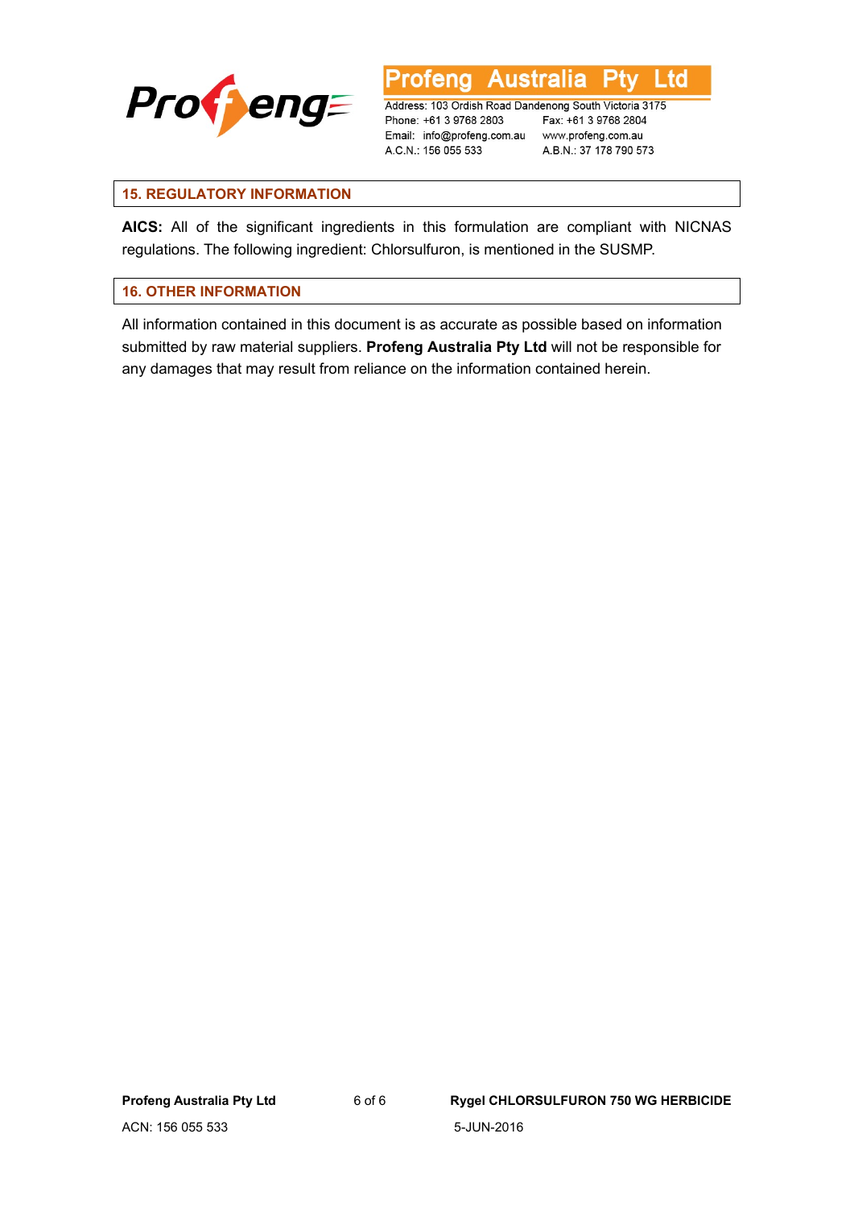## 15. REGULATORY INFORMATION

**AICS:** All of the significant ingredients in this formulation are compliant with NICNAS regulations. The following ingredient: Chlorsulfuron, is mentioned in the SUSMP.

## 16. OTHER INFORMATION

All information contained in this document is as accurate as possible based on information submitted by raw material suppliers. **Profeng Australia Pty Ltd** will not be responsible for any damages that may result from reliance on the information contained herein.